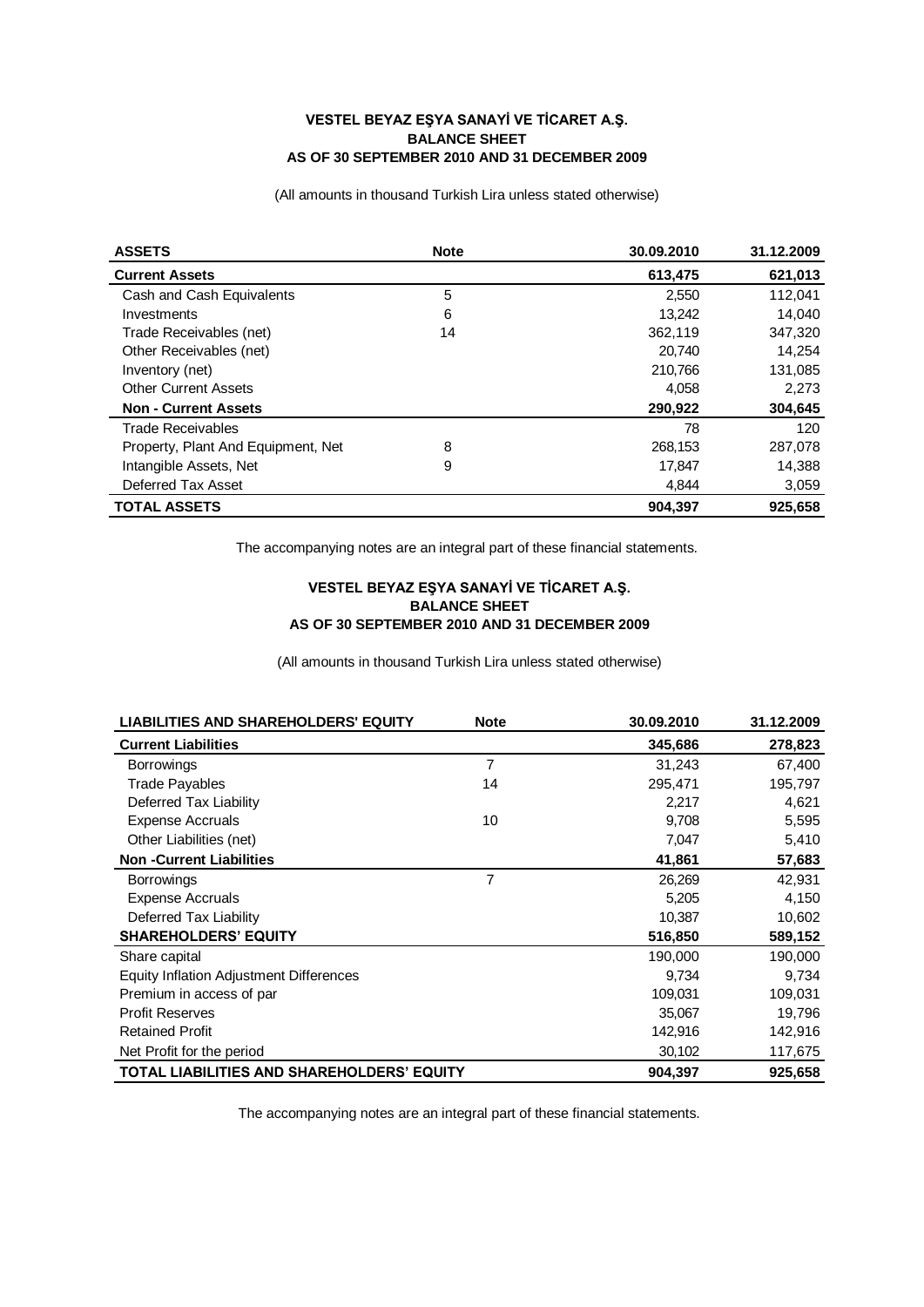**VESTEL BEYAZ EŞYA SANAYİ VE TİCARET A.Ş.**
**BALANCE SHEET**
**AS OF 30 SEPTEMBER 2010 AND 31 DECEMBER 2009**

(All amounts in thousand Turkish Lira unless stated otherwise)

| ASSETS | Note | 30.09.2010 | 31.12.2009 |
|---|---|---|---|
| **Current Assets** | | **613,475** | **621,013** |
| Cash and Cash Equivalents | 5 | 2,550 | 112,041 |
| Investments | 6 | 13,242 | 14,040 |
| Trade Receivables (net) | 14 | 362,119 | 347,320 |
| Other Receivables (net) | | 20,740 | 14,254 |
| Inventory (net) | | 210,766 | 131,085 |
| Other Current Assets | | 4,058 | 2,273 |
| **Non - Current Assets** | | **290,922** | **304,645** |
| Trade Receivables | | 78 | 120 |
| Property, Plant And Equipment, Net | 8 | 268,153 | 287,078 |
| Intangible Assets, Net | 9 | 17,847 | 14,388 |
| Deferred Tax Asset | | 4,844 | 3,059 |
| **TOTAL ASSETS** | | **904,397** | **925,658** |

The accompanying notes are an integral part of these financial statements.

**VESTEL BEYAZ EŞYA SANAYİ VE TİCARET A.Ş.**
**BALANCE SHEET**
**AS OF 30 SEPTEMBER 2010 AND 31 DECEMBER 2009**

(All amounts in thousand Turkish Lira unless stated otherwise)

| LIABILITIES AND SHAREHOLDERS' EQUITY | Note | 30.09.2010 | 31.12.2009 |
|---|---|---|---|
| **Current Liabilities** | | **345,686** | **278,823** |
| Borrowings | 7 | 31,243 | 67,400 |
| Trade Payables | 14 | 295,471 | 195,797 |
| Deferred Tax Liability | | 2,217 | 4,621 |
| Expense Accruals | 10 | 9,708 | 5,595 |
| Other Liabilities (net) | | 7,047 | 5,410 |
| **Non -Current Liabilities** | | **41,861** | **57,683** |
| Borrowings | 7 | 26,269 | 42,931 |
| Expense Accruals | | 5,205 | 4,150 |
| Deferred Tax Liability | | 10,387 | 10,602 |
| **SHAREHOLDERS' EQUITY** | | **516,850** | **589,152** |
| Share capital | | 190,000 | 190,000 |
| Equity Inflation Adjustment Differences | | 9,734 | 9,734 |
| Premium in access of par | | 109,031 | 109,031 |
| Profit Reserves | | 35,067 | 19,796 |
| Retained Profit | | 142,916 | 142,916 |
| Net Profit for the period | | 30,102 | 117,675 |
| **TOTAL LIABILITIES AND SHAREHOLDERS' EQUITY** | | **904,397** | **925,658** |

The accompanying notes are an integral part of these financial statements.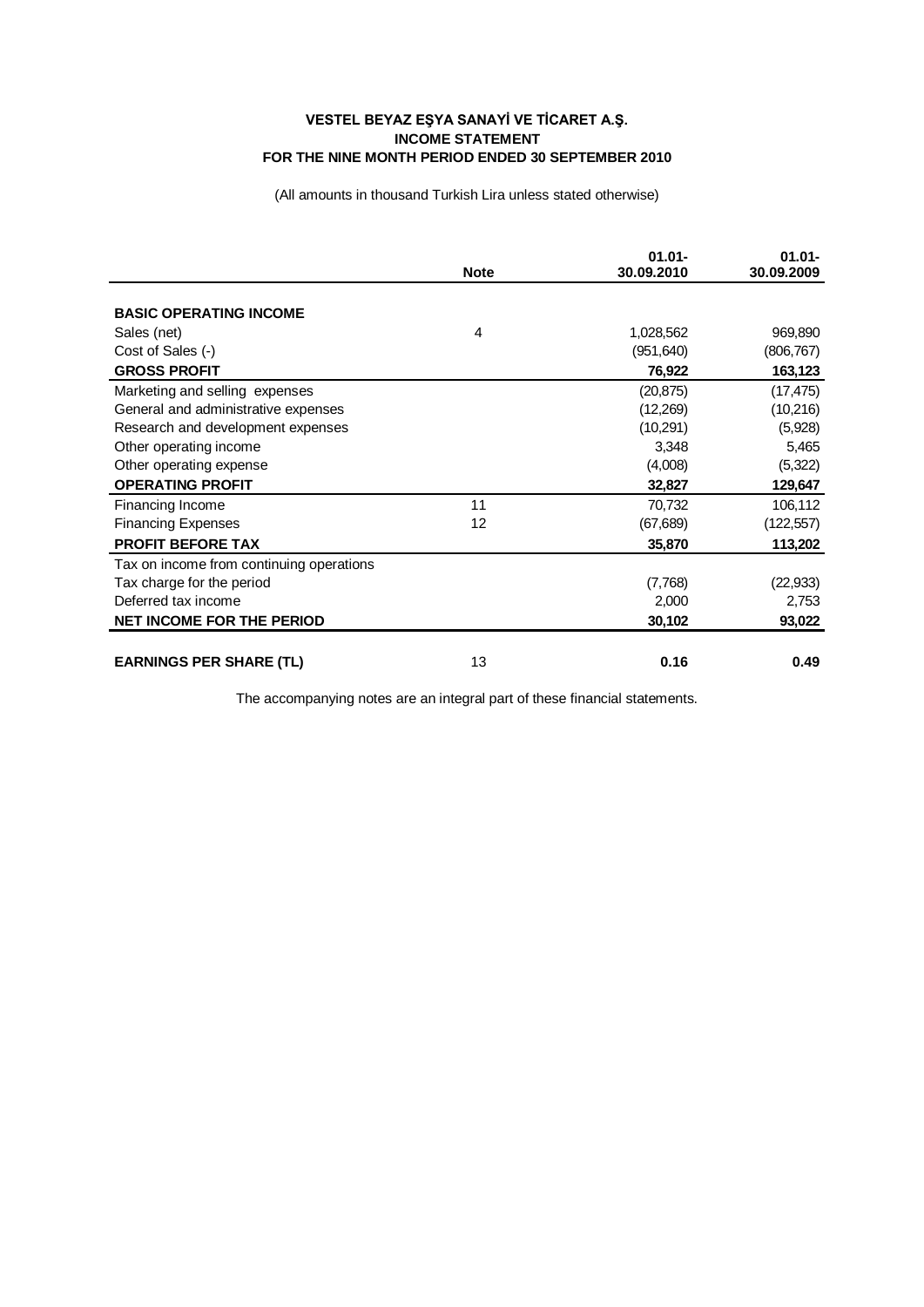**VESTEL BEYAZ EŞYA SANAYİ VE TİCARET A.Ş.**
**INCOME STATEMENT**
**FOR THE NINE MONTH PERIOD ENDED 30 SEPTEMBER 2010**

(All amounts in thousand Turkish Lira unless stated otherwise)

| | Note | 01.01-30.09.2010 | 01.01-30.09.2009 |
|---|---|---|---|
| **BASIC OPERATING INCOME** | | | |
| Sales (net) | 4 | 1,028,562 | 969,890 |
| Cost of Sales (-) | | (951,640) | (806,767) |
| **GROSS PROFIT** | | **76,922** | **163,123** |
| Marketing and selling expenses | | (20,875) | (17,475) |
| General and administrative expenses | | (12,269) | (10,216) |
| Research and development expenses | | (10,291) | (5,928) |
| Other operating income | | 3,348 | 5,465 |
| Other operating expense | | (4,008) | (5,322) |
| **OPERATING PROFIT** | | **32,827** | **129,647** |
| Financing Income | 11 | 70,732 | 106,112 |
| Financing Expenses | 12 | (67,689) | (122,557) |
| **PROFIT BEFORE TAX** | | **35,870** | **113,202** |
| Tax on income from continuing operations | | | |
| Tax charge for the period | | (7,768) | (22,933) |
| Deferred tax income | | 2,000 | 2,753 |
| **NET INCOME FOR THE PERIOD** | | **30,102** | **93,022** |
| | | | |
| **EARNINGS PER SHARE (TL)** | 13 | **0.16** | **0.49** |

The accompanying notes are an integral part of these financial statements.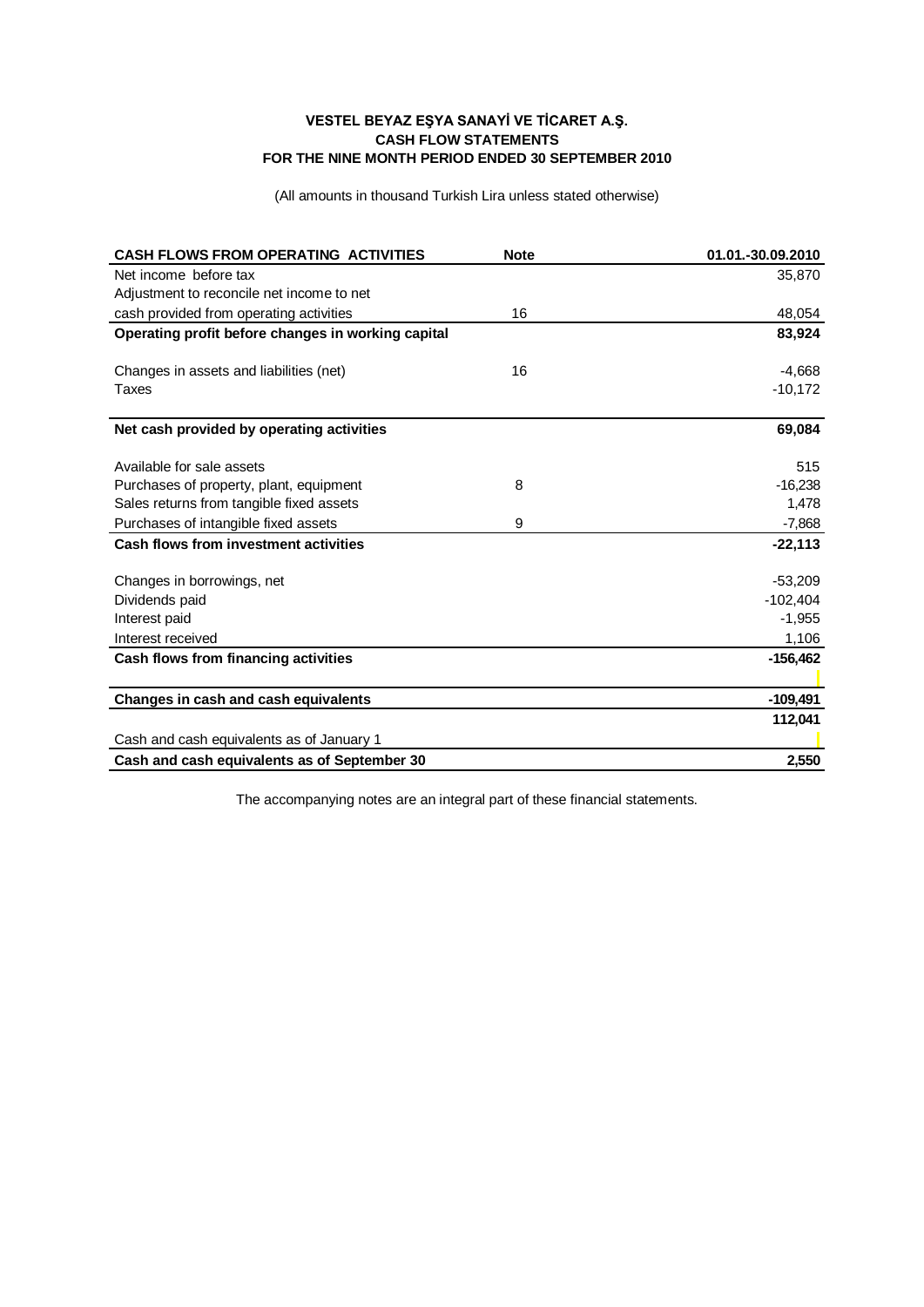**VESTEL BEYAZ EŞYA SANAYİ VE TİCARET A.Ş.**
**CASH FLOW STATEMENTS**
**FOR THE NINE MONTH PERIOD ENDED 30 SEPTEMBER 2010**

(All amounts in thousand Turkish Lira unless stated otherwise)

| CASH FLOWS FROM OPERATING ACTIVITIES | Note | 01.01.-30.09.2010 |
|---|---|---|
| Net income before tax | | 35,870 |
| Adjustment to reconcile net income to net cash provided from operating activities | 16 | 48,054 |
| **Operating profit before changes in working capital** | | **83,924** |
| Changes in assets and liabilities (net) | 16 | -4,668 |
| Taxes | | -10,172 |
| **Net cash provided by operating activities** | | **69,084** |
| Available for sale assets | | 515 |
| Purchases of property, plant, equipment | 8 | -16,238 |
| Sales returns from tangible fixed assets | | 1,478 |
| Purchases of intangible fixed assets | 9 | -7,868 |
| **Cash flows from investment activities** | | **-22,113** |
| Changes in borrowings, net | | -53,209 |
| Dividends paid | | -102,404 |
| Interest paid | | -1,955 |
| Interest received | | 1,106 |
| **Cash flows from financing activities** | | **-156,462** |
| **Changes in cash and cash equivalents** | | **-109,491** |
| Cash and cash equivalents as of January 1 | | **112,041** |
| **Cash and cash equivalents as of September 30** | | **2,550** |

The accompanying notes are an integral part of these financial statements.